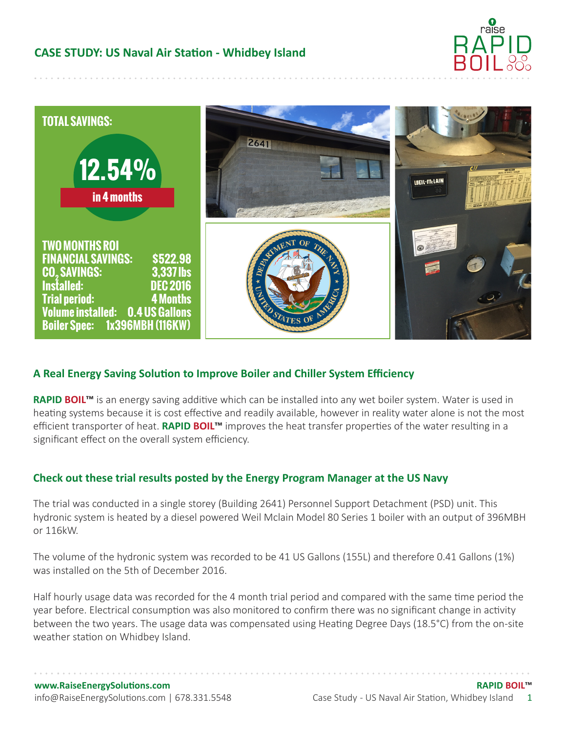# CASE STUDY: US Naval Air Station - Whidbey Island

**TOTAL SAVINGS:**

**12.54%**

**in 4 months**

| | |
|---|---|
| **TWO MONTHS ROI** | |
| **FINANCIAL SAVINGS:** | **$522.98** |
| **$CO_2$ SAVINGS:** | **3,337 lbs** |
| **Installed:** | **DEC 2016** |
| **Trial period:** | **4 Months** |
| **Volume installed:** | **0.4 US Gallons** |
| **Boiler Spec:** | **1x396MBH (116KW)** |

## A Real Energy Saving Solution to Improve Boiler and Chiller System Efficiency

**RAPID BOIL™** is an energy saving additive which can be installed into any wet boiler system. Water is used in heating systems because it is cost effective and readily available, however in reality water alone is not the most efficient transporter of heat. **RAPID BOIL™** improves the heat transfer properties of the water resulting in a significant effect on the overall system efficiency.

## Check out these trial results posted by the Energy Program Manager at the US Navy

The trial was conducted in a single storey (Building 2641) Personnel Support Detachment (PSD) unit. This hydronic system is heated by a diesel powered Weil Mclain Model 80 Series 1 boiler with an output of 396MBH or 116kW.

The volume of the hydronic system was recorded to be 41 US Gallons (155L) and therefore 0.41 Gallons (1%) was installed on the 5th of December 2016.

Half hourly usage data was recorded for the 4 month trial period and compared with the same time period the year before. Electrical consumption was also monitored to confirm there was no significant change in activity between the two years. The usage data was compensated using Heating Degree Days (18.5°C) from the on-site weather station on Whidbey Island.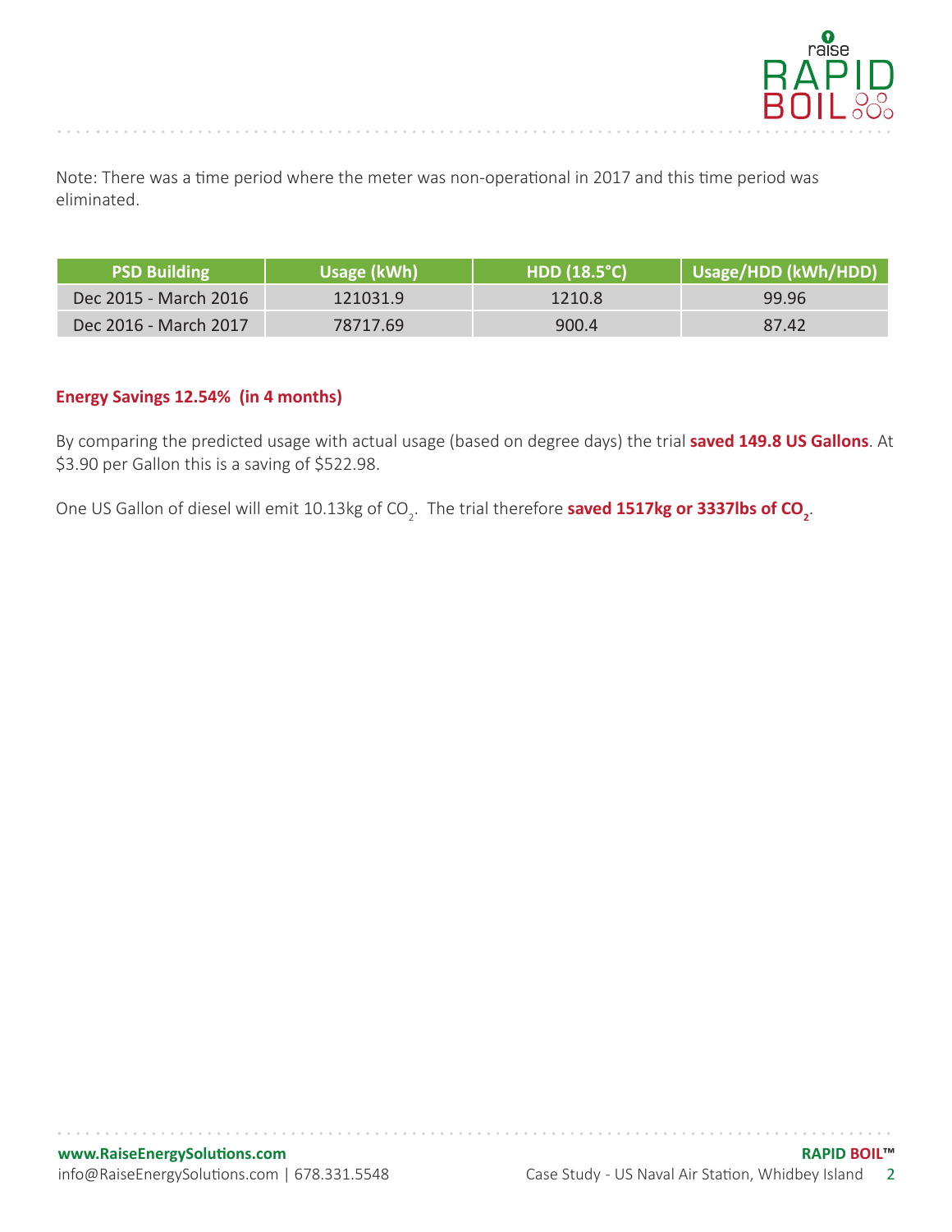Note: There was a time period where the meter was non-operational in 2017 and this time period was eliminated.

| PSD Building | Usage (kWh) | HDD (18.5°C) | Usage/HDD (kWh/HDD) |
|---|---|---|---|
| Dec 2015 - March 2016 | 121031.9 | 1210.8 | 99.96 |
| Dec 2016 - March 2017 | 78717.69 | 900.4 | 87.42 |

**Energy Savings 12.54% (in 4 months)**

By comparing the predicted usage with actual usage (based on degree days) the trial **saved 149.8 US Gallons**. At $3.90 per Gallon this is a saving of $522.98.

One US Gallon of diesel will emit 10.13kg of $CO_2$. The trial therefore **saved 1517kg or 3337lbs of $CO_2$**.